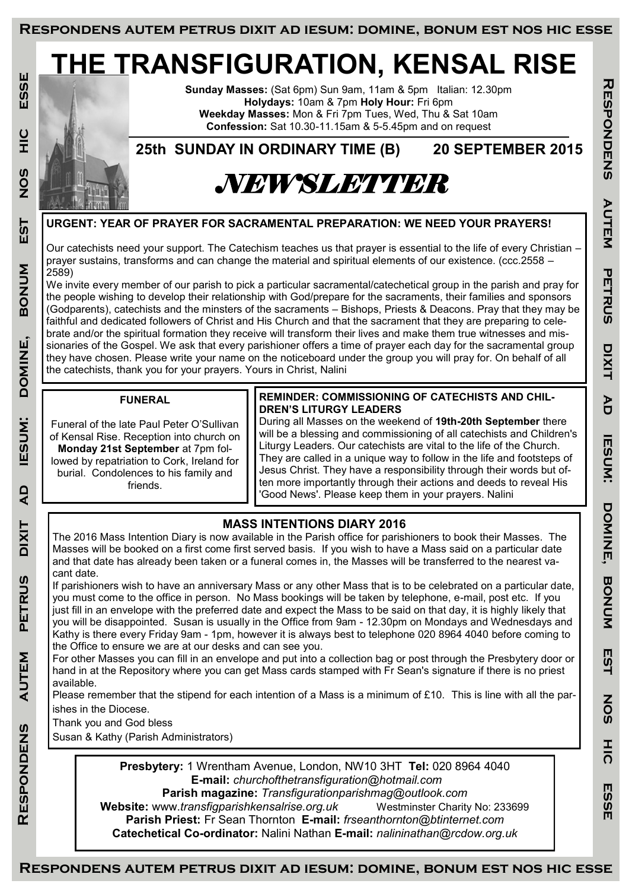# THE TRANSFIGURATION, KENSAL RISE

**Sunday Masses:** (Sat 6pm) Sun 9am, 11am & 5pm Italian: 12.30pm
**Holydays:** 10am & 7pm **Holy Hour:** Fri 6pm
**Weekday Masses:** Mon & Fri 7pm Tues, Wed, Thu & Sat 10am
**Confession:** Sat 10.30-11.15am & 5-5.45pm and on request

**25th SUNDAY IN ORDINARY TIME (B) 20 SEPTEMBER 2015**

## *NEWSLETTER*

### URGENT: YEAR OF PRAYER FOR SACRAMENTAL PREPARATION: WE NEED YOUR PRAYERS!

Our catechists need your support. The Catechism teaches us that prayer is essential to the life of every Christian – prayer sustains, transforms and can change the material and spiritual elements of our existence. (ccc.2558 – 2589)

We invite every member of our parish to pick a particular sacramental/catechetical group in the parish and pray for the people wishing to develop their relationship with God/prepare for the sacraments, their families and sponsors (Godparents), catechists and the minsters of the sacraments – Bishops, Priests & Deacons. Pray that they may be faithful and dedicated followers of Christ and His Church and that the sacrament that they are preparing to celebrate and/or the spiritual formation they receive will transform their lives and make them true witnesses and missionaries of the Gospel. We ask that every parishioner offers a time of prayer each day for the sacramental group they have chosen. Please write your name on the noticeboard under the group you will pray for. On behalf of all the catechists, thank you for your prayers. Yours in Christ, Nalini

### FUNERAL

Funeral of the late Paul Peter O'Sullivan of Kensal Rise. Reception into church on **Monday 21st September** at 7pm followed by repatriation to Cork, Ireland for burial. Condolences to his family and friends.

### REMINDER: COMMISSIONING OF CATECHISTS AND CHILDREN'S LITURGY LEADERS

During all Masses on the weekend of **19th-20th September** there will be a blessing and commissioning of all catechists and Children's Liturgy Leaders. Our catechists are vital to the life of the Church. They are called in a unique way to follow in the life and footsteps of Jesus Christ. They have a responsibility through their words but often more importantly through their actions and deeds to reveal His 'Good News'. Please keep them in your prayers. Nalini

### MASS INTENTIONS DIARY 2016

The 2016 Mass Intention Diary is now available in the Parish office for parishioners to book their Masses. The Masses will be booked on a first come first served basis. If you wish to have a Mass said on a particular date and that date has already been taken or a funeral comes in, the Masses will be transferred to the nearest vacant date.

If parishioners wish to have an anniversary Mass or any other Mass that is to be celebrated on a particular date, you must come to the office in person. No Mass bookings will be taken by telephone, e-mail, post etc. If you just fill in an envelope with the preferred date and expect the Mass to be said on that day, it is highly likely that you will be disappointed. Susan is usually in the Office from 9am - 12.30pm on Mondays and Wednesdays and Kathy is there every Friday 9am - 1pm, however it is always best to telephone 020 8964 4040 before coming to the Office to ensure we are at our desks and can see you.

For other Masses you can fill in an envelope and put into a collection bag or post through the Presbytery door or hand in at the Repository where you can get Mass cards stamped with Fr Sean's signature if there is no priest available.

Please remember that the stipend for each intention of a Mass is a minimum of £10. This is line with all the parishes in the Diocese.

Thank you and God bless

Susan & Kathy (Parish Administrators)

**Presbytery:** 1 Wrentham Avenue, London, NW10 3HT **Tel:** 020 8964 4040
**E-mail:** *churchofthetransfiguration@hotmail.com*
**Parish magazine:** *Transfigurationparishmag@outlook.com*
**Website:** www.*transfigparishkensalrise.org.uk* Westminster Charity No: 233699
**Parish Priest:** Fr Sean Thornton **E-mail:** *frseanthornton@btinternet.com*
**Catechetical Co-ordinator:** Nalini Nathan **E-mail:** *nalininathan@rcdow.org.uk*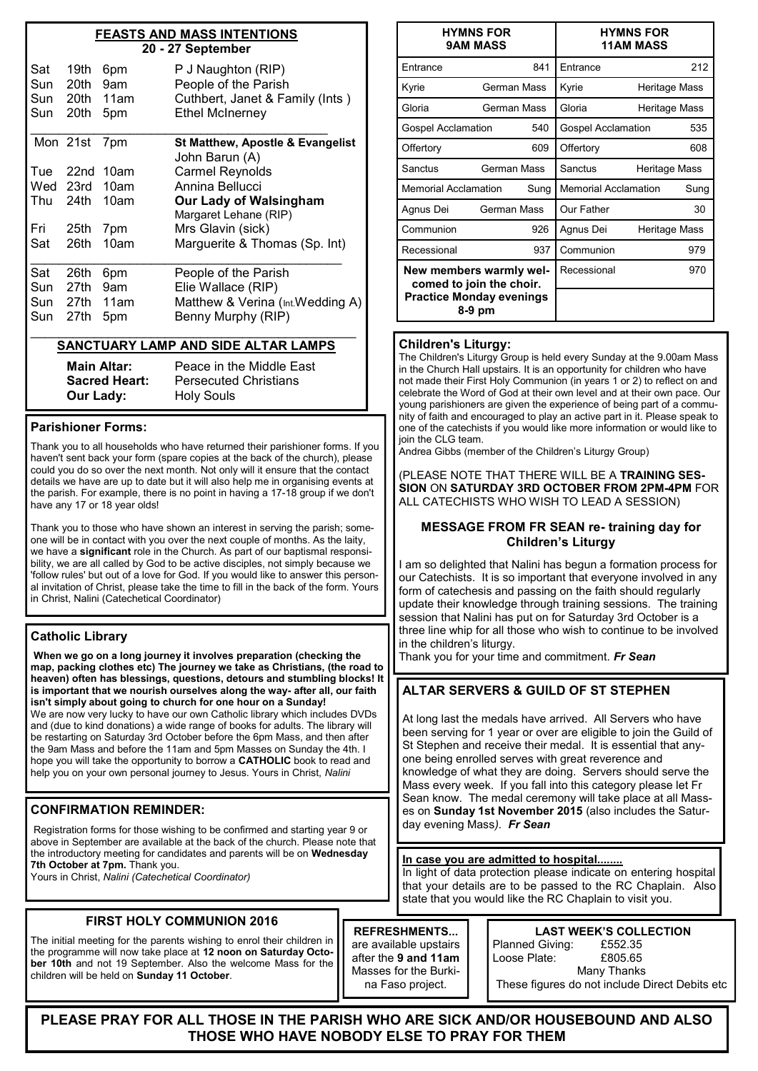## FEASTS AND MASS INTENTIONS
**20 - 27 September**

| | | | |
|---|---|---|---|
| Sat | 19th | 6pm | P J Naughton (RIP) |
| Sun | 20th | 9am | People of the Parish |
| Sun | 20th | 11am | Cuthbert, Janet & Family (Ints ) |
| Sun | 20th | 5pm | Ethel McInerney |
| Mon | 21st | 7pm | **St Matthew, Apostle & Evangelist** John Barun (A) |
| Tue | 22nd | 10am | Carmel Reynolds |
| Wed | 23rd | 10am | Annina Bellucci |
| Thu | 24th | 10am | **Our Lady of Walsingham** Margaret Lehane (RIP) |
| Fri | 25th | 7pm | Mrs Glavin (sick) |
| Sat | 26th | 10am | Marguerite & Thomas (Sp. Int) |
| Sat | 26th | 6pm | People of the Parish |
| Sun | 27th | 9am | Elie Wallace (RIP) |
| Sun | 27th | 11am | Matthew & Verina (Int.Wedding A) |
| Sun | 27th | 5pm | Benny Murphy (RIP) |

## SANCTUARY LAMP AND SIDE ALTAR LAMPS

| | |
|---|---|
| **Main Altar:** | Peace in the Middle East |
| **Sacred Heart:** | Persecuted Christians |
| **Our Lady:** | Holy Souls |

| HYMNS FOR 9AM MASS | | HYMNS FOR 11AM MASS | |
|---|---|---|---|
| Entrance | 841 | Entrance | 212 |
| Kyrie | German Mass | Kyrie | Heritage Mass |
| Gloria | German Mass | Gloria | Heritage Mass |
| Gospel Acclamation | 540 | Gospel Acclamation | 535 |
| Offertory | 609 | Offertory | 608 |
| Sanctus | German Mass | Sanctus | Heritage Mass |
| Memorial Acclamation | Sung | Memorial Acclamation | Sung |
| Agnus Dei | German Mass | Our Father | 30 |
| Communion | 926 | Agnus Dei | Heritage Mass |
| Recessional | 937 | Communion | 979 |
| | | Recessional | 970 |

**New members warmly welcomed to join the choir. Practice Monday evenings 8-9 pm**

### Parishioner Forms:

Thank you to all households who have returned their parishioner forms. If you haven't sent back your form (spare copies at the back of the church), please could you do so over the next month. Not only will it ensure that the contact details we have are up to date but it will also help me in organising events at the parish. For example, there is no point in having a 17-18 group if we don't have any 17 or 18 year olds!

Thank you to those who have shown an interest in serving the parish; someone will be in contact with you over the next couple of months. As the laity, we have a **significant** role in the Church. As part of our baptismal responsibility, we are all called by God to be active disciples, not simply because we 'follow rules' but out of a love for God. If you would like to answer this personal invitation of Christ, please take the time to fill in the back of the form. Yours in Christ, Nalini (Catechetical Coordinator)

### Catholic Library

**When we go on a long journey it involves preparation (checking the map, packing clothes etc) The journey we take as Christians, (the road to heaven) often has blessings, questions, detours and stumbling blocks! It is important that we nourish ourselves along the way- after all, our faith isn't simply about going to church for one hour on a Sunday!**
We are now very lucky to have our own Catholic library which includes DVDs and (due to kind donations) a wide range of books for adults. The library will be restarting on Saturday 3rd October before the 6pm Mass, and then after the 9am Mass and before the 11am and 5pm Masses on Sunday the 4th. I hope you will take the opportunity to borrow a **CATHOLIC** book to read and help you on your own personal journey to Jesus. Yours in Christ, *Nalini*

### CONFIRMATION REMINDER:

Registration forms for those wishing to be confirmed and starting year 9 or above in September are available at the back of the church. Please note that the introductory meeting for candidates and parents will be on **Wednesday 7th October at 7pm.** Thank you.
Yours in Christ, *Nalini (Catechetical Coordinator)*

### FIRST HOLY COMMUNION 2016

The initial meeting for the parents wishing to enrol their children in the programme will now take place at **12 noon on Saturday October 10th** and not 19 September. Also the welcome Mass for the children will be held on **Sunday 11 October**.

### Children's Liturgy:

The Children's Liturgy Group is held every Sunday at the 9.00am Mass in the Church Hall upstairs. It is an opportunity for children who have not made their First Holy Communion (in years 1 or 2) to reflect on and celebrate the Word of God at their own level and at their own pace. Our young parishioners are given the experience of being part of a community of faith and encouraged to play an active part in it. Please speak to one of the catechists if you would like more information or would like to join the CLG team.
Andrea Gibbs (member of the Children's Liturgy Group)

(PLEASE NOTE THAT THERE WILL BE A **TRAINING SESSION** ON **SATURDAY 3RD OCTOBER FROM 2PM-4PM** FOR ALL CATECHISTS WHO WISH TO LEAD A SESSION)

### MESSAGE FROM FR SEAN re- training day for Children's Liturgy

I am so delighted that Nalini has begun a formation process for our Catechists. It is so important that everyone involved in any form of catechesis and passing on the faith should regularly update their knowledge through training sessions. The training session that Nalini has put on for Saturday 3rd October is a three line whip for all those who wish to continue to be involved in the children's liturgy.
Thank you for your time and commitment. ***Fr Sean***

### ALTAR SERVERS & GUILD OF ST STEPHEN

At long last the medals have arrived. All Servers who have been serving for 1 year or over are eligible to join the Guild of St Stephen and receive their medal. It is essential that anyone being enrolled serves with great reverence and knowledge of what they are doing. Servers should serve the Mass every week. If you fall into this category please let Fr Sean know. The medal ceremony will take place at all Masses on **Sunday 1st November 2015** (also includes the Saturday evening Mass*). **Fr Sean***

**In case you are admitted to hospital........**
In light of data protection please indicate on entering hospital that your details are to be passed to the RC Chaplain. Also state that you would like the RC Chaplain to visit you.

**REFRESHMENTS...** are available upstairs after the **9 and 11am** Masses for the Burkina Faso project.

**LAST WEEK'S COLLECTION**

| | |
|---|---|
| Planned Giving: | £552.35 |
| Loose Plate: | £805.65 |

Many Thanks
These figures do not include Direct Debits etc

**PLEASE PRAY FOR ALL THOSE IN THE PARISH WHO ARE SICK AND/OR HOUSEBOUND AND ALSO THOSE WHO HAVE NOBODY ELSE TO PRAY FOR THEM**